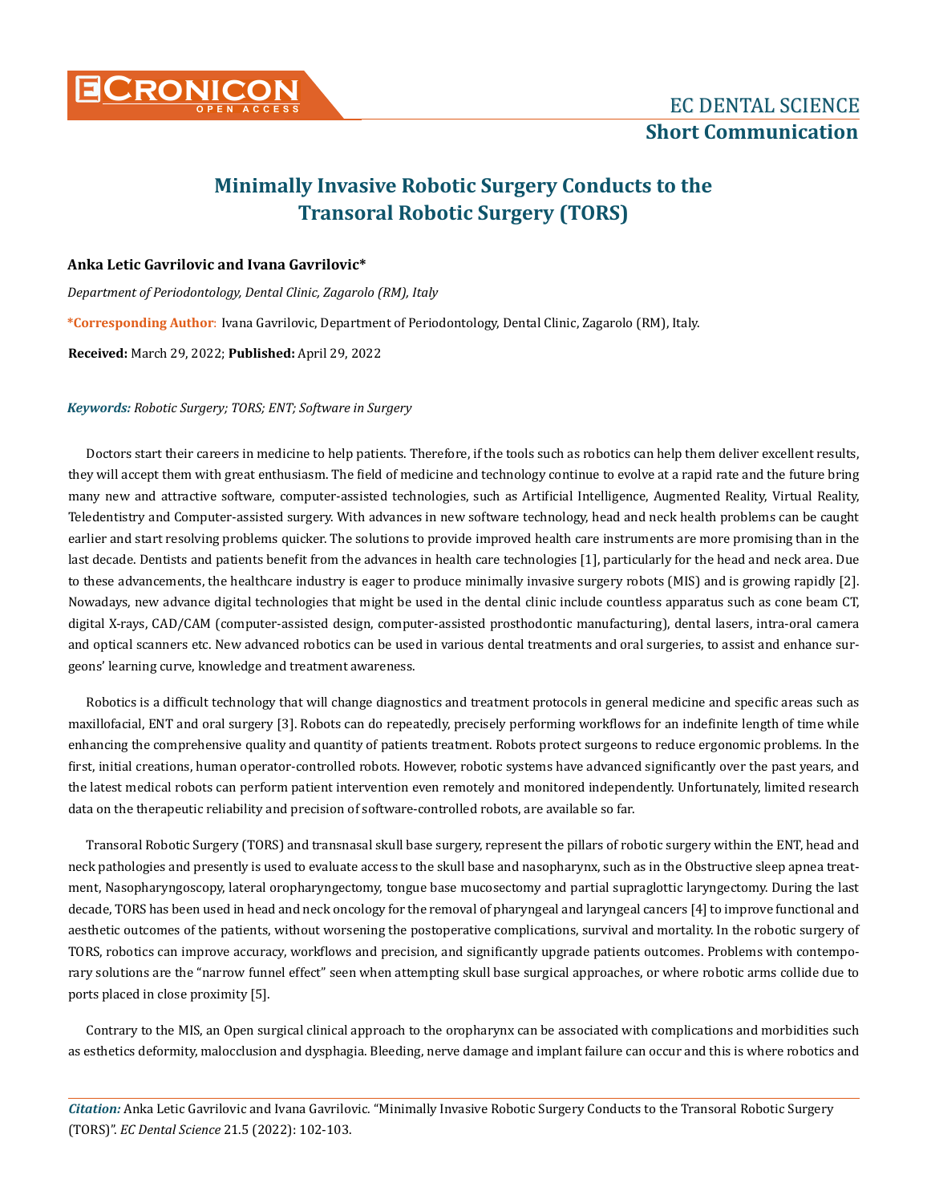# Minimally Invasive Robotic Surgery Conducts to the Transoral Robotic Surgery (TORS)

**Anka Letic Gavrilovic and Ivana Gavrilovic***

*Department of Periodontology, Dental Clinic, Zagarolo (RM), Italy*

***Corresponding Author:** Ivana Gavrilovic, Department of Periodontology, Dental Clinic, Zagarolo (RM), Italy.

**Received:** March 29, 2022; **Published:** April 29, 2022

***Keywords:** Robotic Surgery; TORS; ENT; Software in Surgery*

Doctors start their careers in medicine to help patients. Therefore, if the tools such as robotics can help them deliver excellent results, they will accept them with great enthusiasm. The field of medicine and technology continue to evolve at a rapid rate and the future bring many new and attractive software, computer-assisted technologies, such as Artificial Intelligence, Augmented Reality, Virtual Reality, Teledentistry and Computer-assisted surgery. With advances in new software technology, head and neck health problems can be caught earlier and start resolving problems quicker. The solutions to provide improved health care instruments are more promising than in the last decade. Dentists and patients benefit from the advances in health care technologies [1], particularly for the head and neck area. Due to these advancements, the healthcare industry is eager to produce minimally invasive surgery robots (MIS) and is growing rapidly [2]. Nowadays, new advance digital technologies that might be used in the dental clinic include countless apparatus such as cone beam CT, digital X-rays, CAD/CAM (computer-assisted design, computer-assisted prosthodontic manufacturing), dental lasers, intra-oral camera and optical scanners etc. New advanced robotics can be used in various dental treatments and oral surgeries, to assist and enhance surgeons' learning curve, knowledge and treatment awareness.

Robotics is a difficult technology that will change diagnostics and treatment protocols in general medicine and specific areas such as maxillofacial, ENT and oral surgery [3]. Robots can do repeatedly, precisely performing workflows for an indefinite length of time while enhancing the comprehensive quality and quantity of patients treatment. Robots protect surgeons to reduce ergonomic problems. In the first, initial creations, human operator-controlled robots. However, robotic systems have advanced significantly over the past years, and the latest medical robots can perform patient intervention even remotely and monitored independently. Unfortunately, limited research data on the therapeutic reliability and precision of software-controlled robots, are available so far.

Transoral Robotic Surgery (TORS) and transnasal skull base surgery, represent the pillars of robotic surgery within the ENT, head and neck pathologies and presently is used to evaluate access to the skull base and nasopharynx, such as in the Obstructive sleep apnea treatment, Nasopharyngoscopy, lateral oropharyngectomy, tongue base mucosectomy and partial supraglottic laryngectomy. During the last decade, TORS has been used in head and neck oncology for the removal of pharyngeal and laryngeal cancers [4] to improve functional and aesthetic outcomes of the patients, without worsening the postoperative complications, survival and mortality. In the robotic surgery of TORS, robotics can improve accuracy, workflows and precision, and significantly upgrade patients outcomes. Problems with contemporary solutions are the "narrow funnel effect" seen when attempting skull base surgical approaches, or where robotic arms collide due to ports placed in close proximity [5].

Contrary to the MIS, an Open surgical clinical approach to the oropharynx can be associated with complications and morbidities such as esthetics deformity, malocclusion and dysphagia. Bleeding, nerve damage and implant failure can occur and this is where robotics and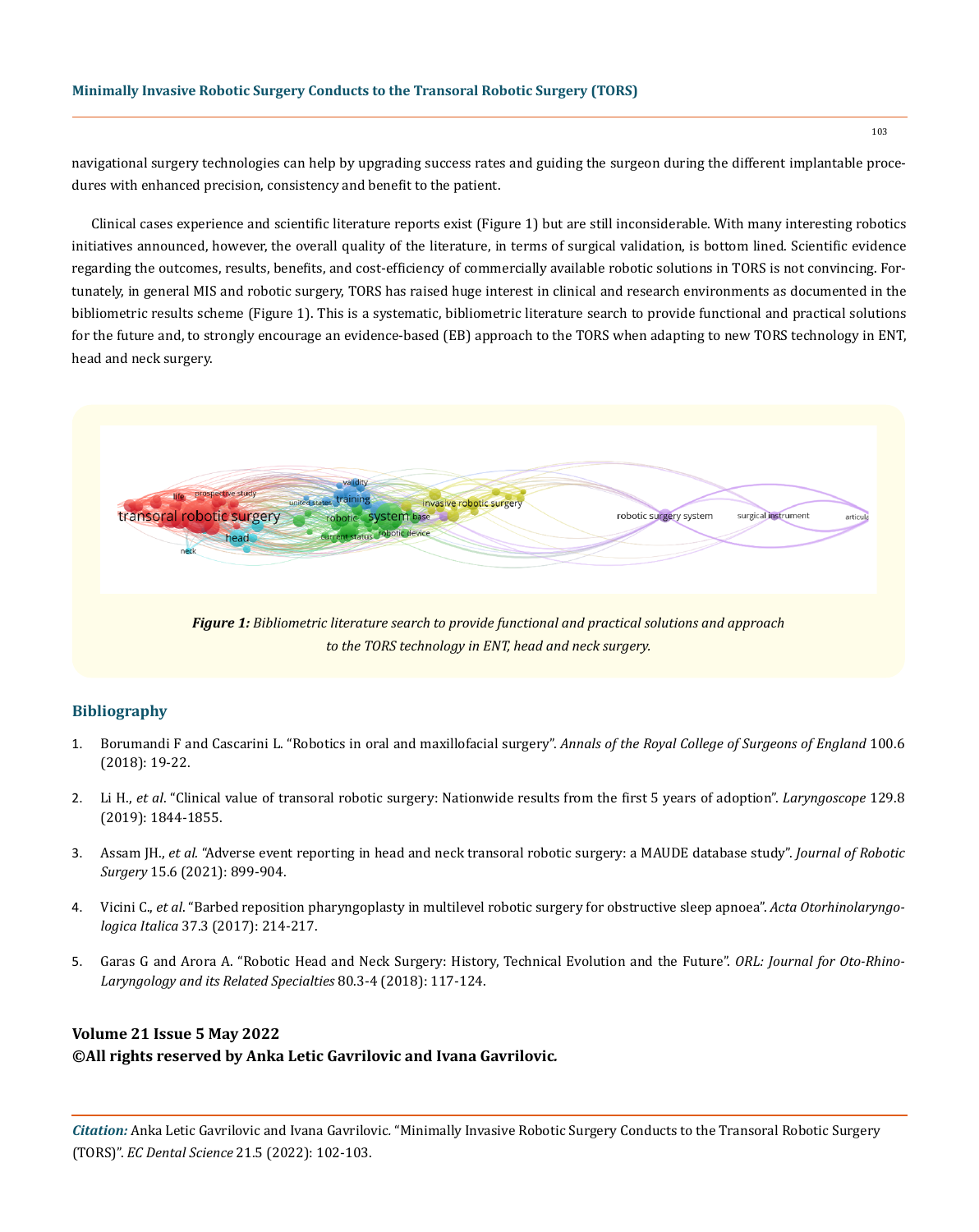navigational surgery technologies can help by upgrading success rates and guiding the surgeon during the different implantable procedures with enhanced precision, consistency and benefit to the patient.

Clinical cases experience and scientific literature reports exist (Figure 1) but are still inconsiderable. With many interesting robotics initiatives announced, however, the overall quality of the literature, in terms of surgical validation, is bottom lined. Scientific evidence regarding the outcomes, results, benefits, and cost-efficiency of commercially available robotic solutions in TORS is not convincing. Fortunately, in general MIS and robotic surgery, TORS has raised huge interest in clinical and research environments as documented in the bibliometric results scheme (Figure 1). This is a systematic, bibliometric literature search to provide functional and practical solutions for the future and, to strongly encourage an evidence-based (EB) approach to the TORS when adapting to new TORS technology in ENT, head and neck surgery.

transoral robotic surgery
life
prospective study
validity
united states
training
robotic
system
base
invasive robotic surgery
current status
robotic device
head
neck
robotic surgery system
surgical instrument
articula

***Figure 1:*** *Bibliometric literature search to provide functional and practical solutions and approach to the TORS technology in ENT, head and neck surgery.*

## Bibliography

1. Borumandi F and Cascarini L. "Robotics in oral and maxillofacial surgery". *Annals of the Royal College of Surgeons of England* 100.6 (2018): 19-22.
2. Li H., *et al*. "Clinical value of transoral robotic surgery: Nationwide results from the first 5 years of adoption". *Laryngoscope* 129.8 (2019): 1844-1855.
3. Assam JH., *et al.* "Adverse event reporting in head and neck transoral robotic surgery: a MAUDE database study". *Journal of Robotic Surgery* 15.6 (2021): 899-904.
4. Vicini C., *et al*. "Barbed reposition pharyngoplasty in multilevel robotic surgery for obstructive sleep apnoea". *Acta Otorhinolaryngologica Italica* 37.3 (2017): 214-217.
5. Garas G and Arora A. "Robotic Head and Neck Surgery: History, Technical Evolution and the Future". *ORL: Journal for Oto-Rhino-Laryngology and its Related Specialties* 80.3-4 (2018): 117-124.

**Volume 21 Issue 5 May 2022**
**©All rights reserved by Anka Letic Gavrilovic and Ivana Gavrilovic.**